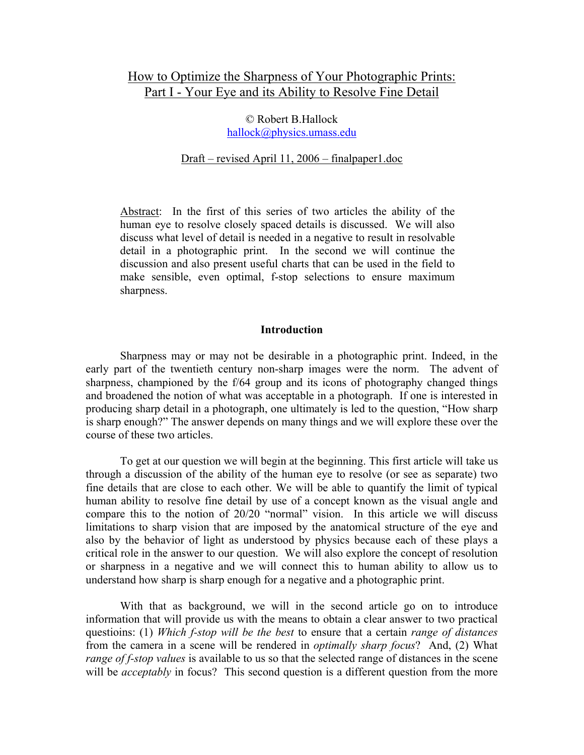# How to Optimize the Sharpness of Your Photographic Prints: Part I - Your Eye and its Ability to Resolve Fine Detail

© Robert B.Hallock
hallock@physics.umass.edu

Draft – revised April 11, 2006 – finalpaper1.doc

Abstract: In the first of this series of two articles the ability of the human eye to resolve closely spaced details is discussed. We will also discuss what level of detail is needed in a negative to result in resolvable detail in a photographic print. In the second we will continue the discussion and also present useful charts that can be used in the field to make sensible, even optimal, f-stop selections to ensure maximum sharpness.

## Introduction

Sharpness may or may not be desirable in a photographic print. Indeed, in the early part of the twentieth century non-sharp images were the norm. The advent of sharpness, championed by the f/64 group and its icons of photography changed things and broadened the notion of what was acceptable in a photograph. If one is interested in producing sharp detail in a photograph, one ultimately is led to the question, "How sharp is sharp enough?" The answer depends on many things and we will explore these over the course of these two articles.

To get at our question we will begin at the beginning. This first article will take us through a discussion of the ability of the human eye to resolve (or see as separate) two fine details that are close to each other. We will be able to quantify the limit of typical human ability to resolve fine detail by use of a concept known as the visual angle and compare this to the notion of 20/20 "normal" vision. In this article we will discuss limitations to sharp vision that are imposed by the anatomical structure of the eye and also by the behavior of light as understood by physics because each of these plays a critical role in the answer to our question. We will also explore the concept of resolution or sharpness in a negative and we will connect this to human ability to allow us to understand how sharp is sharp enough for a negative and a photographic print.

With that as background, we will in the second article go on to introduce information that will provide us with the means to obtain a clear answer to two practical questioins: (1) *Which f-stop will be the best* to ensure that a certain *range of distances* from the camera in a scene will be rendered in *optimally sharp focus*? And, (2) What *range of f-stop values* is available to us so that the selected range of distances in the scene will be *acceptably* in focus? This second question is a different question from the more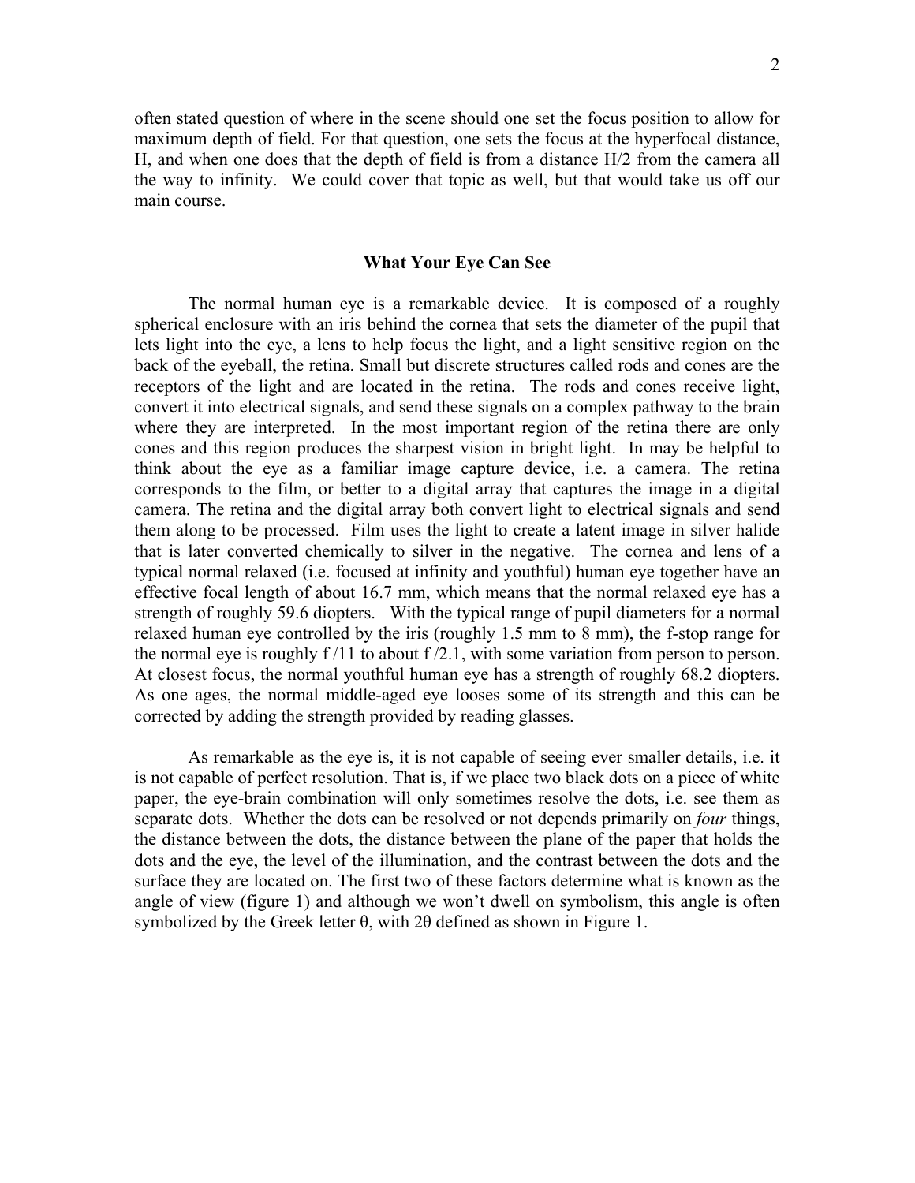often stated question of where in the scene should one set the focus position to allow for maximum depth of field. For that question, one sets the focus at the hyperfocal distance, H, and when one does that the depth of field is from a distance H/2 from the camera all the way to infinity. We could cover that topic as well, but that would take us off our main course.

### What Your Eye Can See

The normal human eye is a remarkable device. It is composed of a roughly spherical enclosure with an iris behind the cornea that sets the diameter of the pupil that lets light into the eye, a lens to help focus the light, and a light sensitive region on the back of the eyeball, the retina. Small but discrete structures called rods and cones are the receptors of the light and are located in the retina. The rods and cones receive light, convert it into electrical signals, and send these signals on a complex pathway to the brain where they are interpreted. In the most important region of the retina there are only cones and this region produces the sharpest vision in bright light. In may be helpful to think about the eye as a familiar image capture device, i.e. a camera. The retina corresponds to the film, or better to a digital array that captures the image in a digital camera. The retina and the digital array both convert light to electrical signals and send them along to be processed. Film uses the light to create a latent image in silver halide that is later converted chemically to silver in the negative. The cornea and lens of a typical normal relaxed (i.e. focused at infinity and youthful) human eye together have an effective focal length of about 16.7 mm, which means that the normal relaxed eye has a strength of roughly 59.6 diopters. With the typical range of pupil diameters for a normal relaxed human eye controlled by the iris (roughly 1.5 mm to 8 mm), the f-stop range for the normal eye is roughly f /11 to about f /2.1, with some variation from person to person. At closest focus, the normal youthful human eye has a strength of roughly 68.2 diopters. As one ages, the normal middle-aged eye looses some of its strength and this can be corrected by adding the strength provided by reading glasses.

As remarkable as the eye is, it is not capable of seeing ever smaller details, i.e. it is not capable of perfect resolution. That is, if we place two black dots on a piece of white paper, the eye-brain combination will only sometimes resolve the dots, i.e. see them as separate dots. Whether the dots can be resolved or not depends primarily on *four* things, the distance between the dots, the distance between the plane of the paper that holds the dots and the eye, the level of the illumination, and the contrast between the dots and the surface they are located on. The first two of these factors determine what is known as the angle of view (figure 1) and although we won't dwell on symbolism, this angle is often symbolized by the Greek letter $\theta$, with $2\theta$ defined as shown in Figure 1.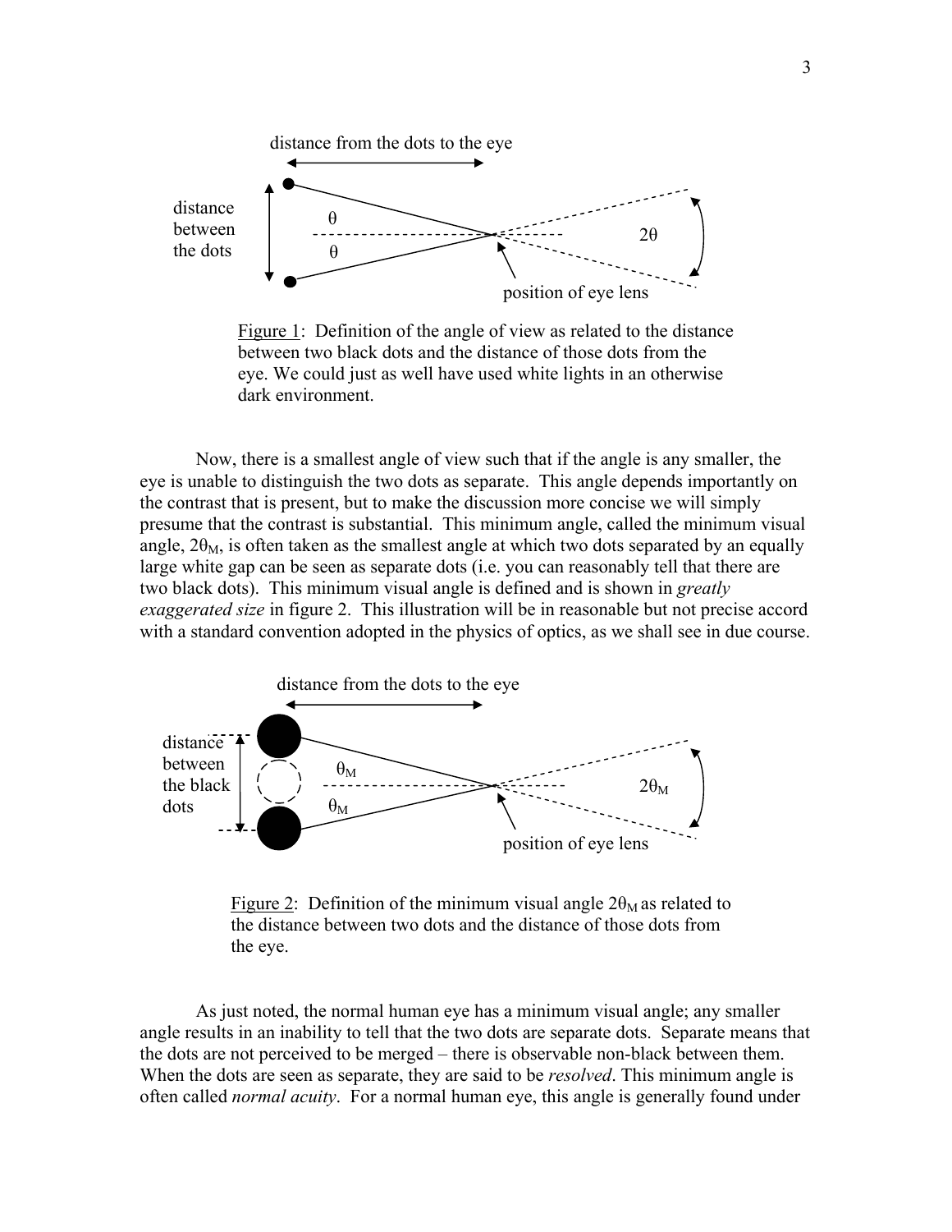Figure 1: Definition of the angle of view as related to the distance between two black dots and the distance of those dots from the eye. We could just as well have used white lights in an otherwise dark environment.

Now, there is a smallest angle of view such that if the angle is any smaller, the eye is unable to distinguish the two dots as separate. This angle depends importantly on the contrast that is present, but to make the discussion more concise we will simply presume that the contrast is substantial. This minimum angle, called the minimum visual angle, $2\theta_M$, is often taken as the smallest angle at which two dots separated by an equally large white gap can be seen as separate dots (i.e. you can reasonably tell that there are two black dots). This minimum visual angle is defined and is shown in *greatly exaggerated size* in figure 2. This illustration will be in reasonable but not precise accord with a standard convention adopted in the physics of optics, as we shall see in due course.

Figure 2: Definition of the minimum visual angle $2\theta_M$ as related to the distance between two dots and the distance of those dots from the eye.

As just noted, the normal human eye has a minimum visual angle; any smaller angle results in an inability to tell that the two dots are separate dots. Separate means that the dots are not perceived to be merged – there is observable non-black between them. When the dots are seen as separate, they are said to be *resolved*. This minimum angle is often called *normal acuity*. For a normal human eye, this angle is generally found under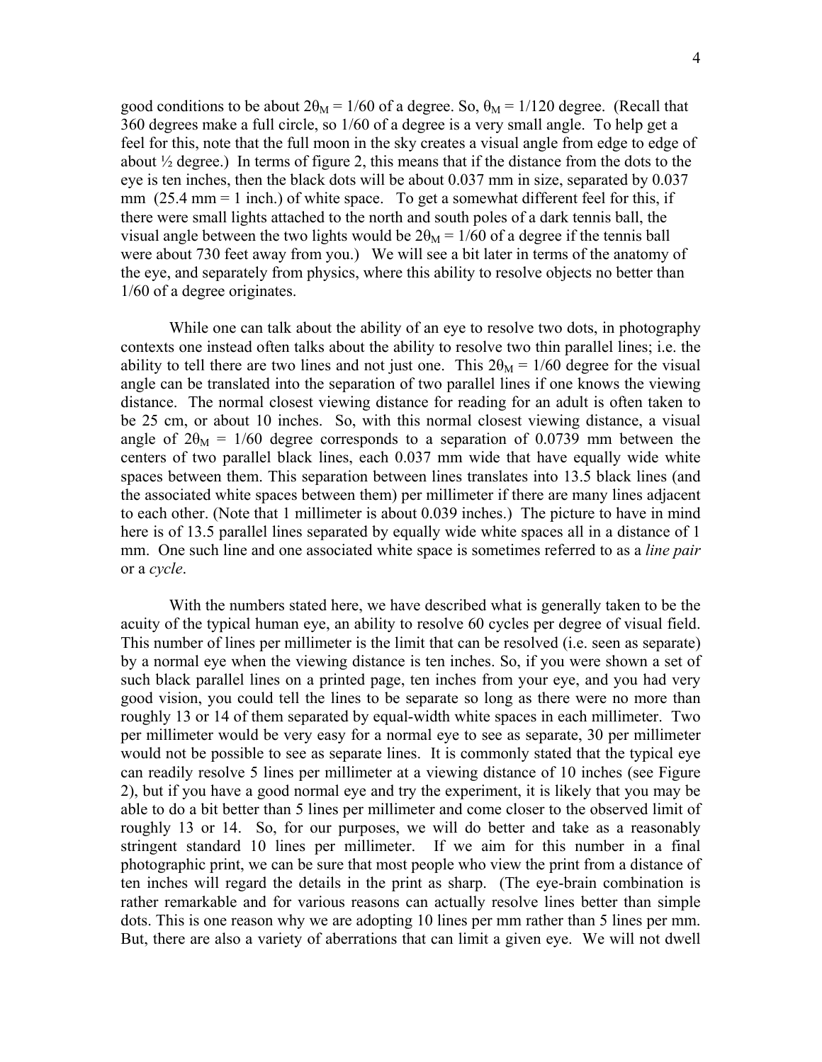good conditions to be about $2\theta_M = 1/60$ of a degree. So, $\theta_M = 1/120$ degree. (Recall that 360 degrees make a full circle, so 1/60 of a degree is a very small angle. To help get a feel for this, note that the full moon in the sky creates a visual angle from edge to edge of about ½ degree.) In terms of figure 2, this means that if the distance from the dots to the eye is ten inches, then the black dots will be about 0.037 mm in size, separated by 0.037 mm (25.4 mm = 1 inch.) of white space. To get a somewhat different feel for this, if there were small lights attached to the north and south poles of a dark tennis ball, the visual angle between the two lights would be $2\theta_M = 1/60$ of a degree if the tennis ball were about 730 feet away from you.) We will see a bit later in terms of the anatomy of the eye, and separately from physics, where this ability to resolve objects no better than 1/60 of a degree originates.

While one can talk about the ability of an eye to resolve two dots, in photography contexts one instead often talks about the ability to resolve two thin parallel lines; i.e. the ability to tell there are two lines and not just one. This $2\theta_M = 1/60$ degree for the visual angle can be translated into the separation of two parallel lines if one knows the viewing distance. The normal closest viewing distance for reading for an adult is often taken to be 25 cm, or about 10 inches. So, with this normal closest viewing distance, a visual angle of $2\theta_M = 1/60$ degree corresponds to a separation of 0.0739 mm between the centers of two parallel black lines, each 0.037 mm wide that have equally wide white spaces between them. This separation between lines translates into 13.5 black lines (and the associated white spaces between them) per millimeter if there are many lines adjacent to each other. (Note that 1 millimeter is about 0.039 inches.) The picture to have in mind here is of 13.5 parallel lines separated by equally wide white spaces all in a distance of 1 mm. One such line and one associated white space is sometimes referred to as a *line pair* or a *cycle*.

With the numbers stated here, we have described what is generally taken to be the acuity of the typical human eye, an ability to resolve 60 cycles per degree of visual field. This number of lines per millimeter is the limit that can be resolved (i.e. seen as separate) by a normal eye when the viewing distance is ten inches. So, if you were shown a set of such black parallel lines on a printed page, ten inches from your eye, and you had very good vision, you could tell the lines to be separate so long as there were no more than roughly 13 or 14 of them separated by equal-width white spaces in each millimeter. Two per millimeter would be very easy for a normal eye to see as separate, 30 per millimeter would not be possible to see as separate lines. It is commonly stated that the typical eye can readily resolve 5 lines per millimeter at a viewing distance of 10 inches (see Figure 2), but if you have a good normal eye and try the experiment, it is likely that you may be able to do a bit better than 5 lines per millimeter and come closer to the observed limit of roughly 13 or 14. So, for our purposes, we will do better and take as a reasonably stringent standard 10 lines per millimeter. If we aim for this number in a final photographic print, we can be sure that most people who view the print from a distance of ten inches will regard the details in the print as sharp. (The eye-brain combination is rather remarkable and for various reasons can actually resolve lines better than simple dots. This is one reason why we are adopting 10 lines per mm rather than 5 lines per mm. But, there are also a variety of aberrations that can limit a given eye. We will not dwell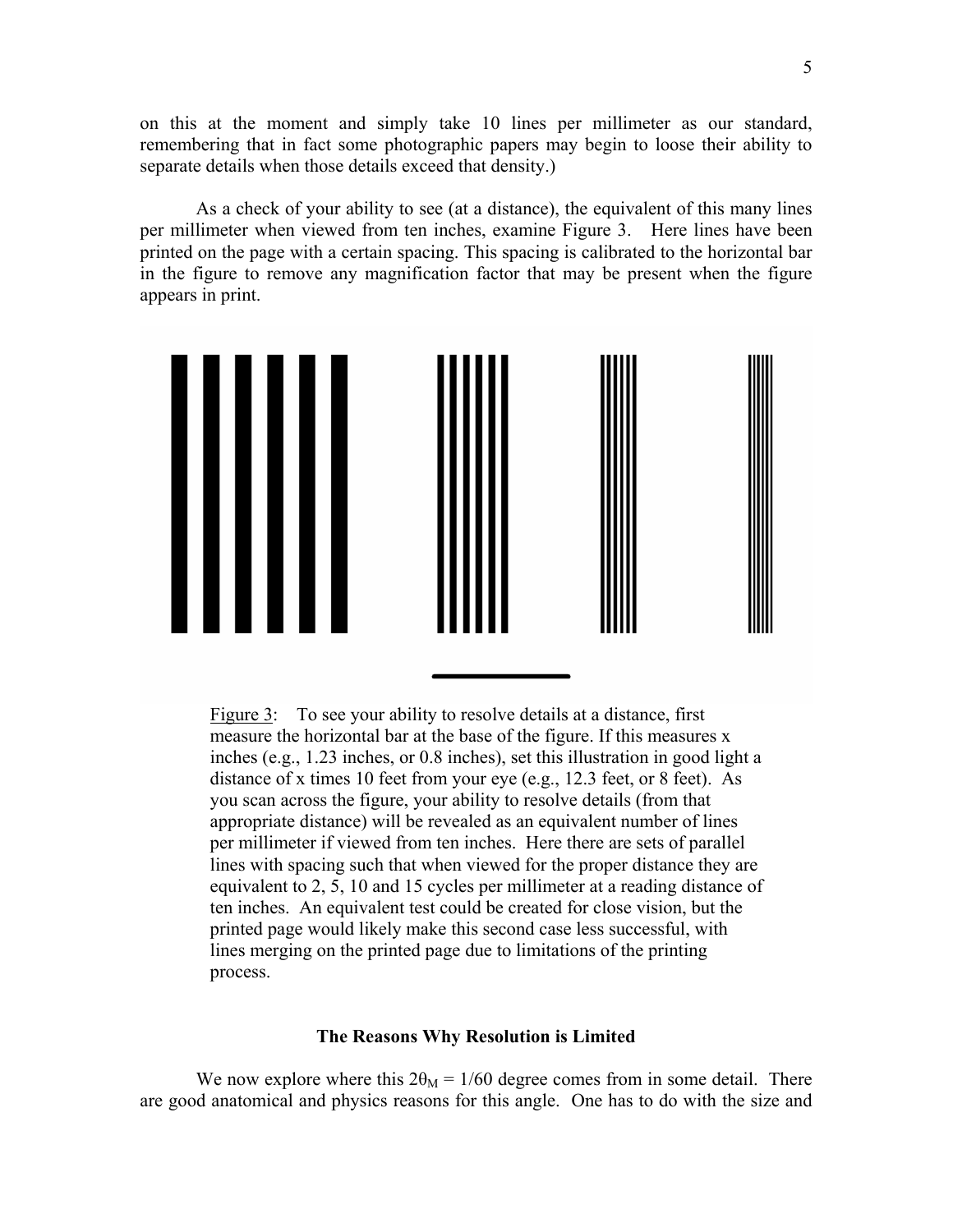on this at the moment and simply take 10 lines per millimeter as our standard, remembering that in fact some photographic papers may begin to loose their ability to separate details when those details exceed that density.)

As a check of your ability to see (at a distance), the equivalent of this many lines per millimeter when viewed from ten inches, examine Figure 3. Here lines have been printed on the page with a certain spacing. This spacing is calibrated to the horizontal bar in the figure to remove any magnification factor that may be present when the figure appears in print.

Figure 3: To see your ability to resolve details at a distance, first measure the horizontal bar at the base of the figure. If this measures x inches (e.g., 1.23 inches, or 0.8 inches), set this illustration in good light a distance of x times 10 feet from your eye (e.g., 12.3 feet, or 8 feet). As you scan across the figure, your ability to resolve details (from that appropriate distance) will be revealed as an equivalent number of lines per millimeter if viewed from ten inches. Here there are sets of parallel lines with spacing such that when viewed for the proper distance they are equivalent to 2, 5, 10 and 15 cycles per millimeter at a reading distance of ten inches. An equivalent test could be created for close vision, but the printed page would likely make this second case less successful, with lines merging on the printed page due to limitations of the printing process.

### The Reasons Why Resolution is Limited

We now explore where this $2\theta_M = 1/60$ degree comes from in some detail. There are good anatomical and physics reasons for this angle. One has to do with the size and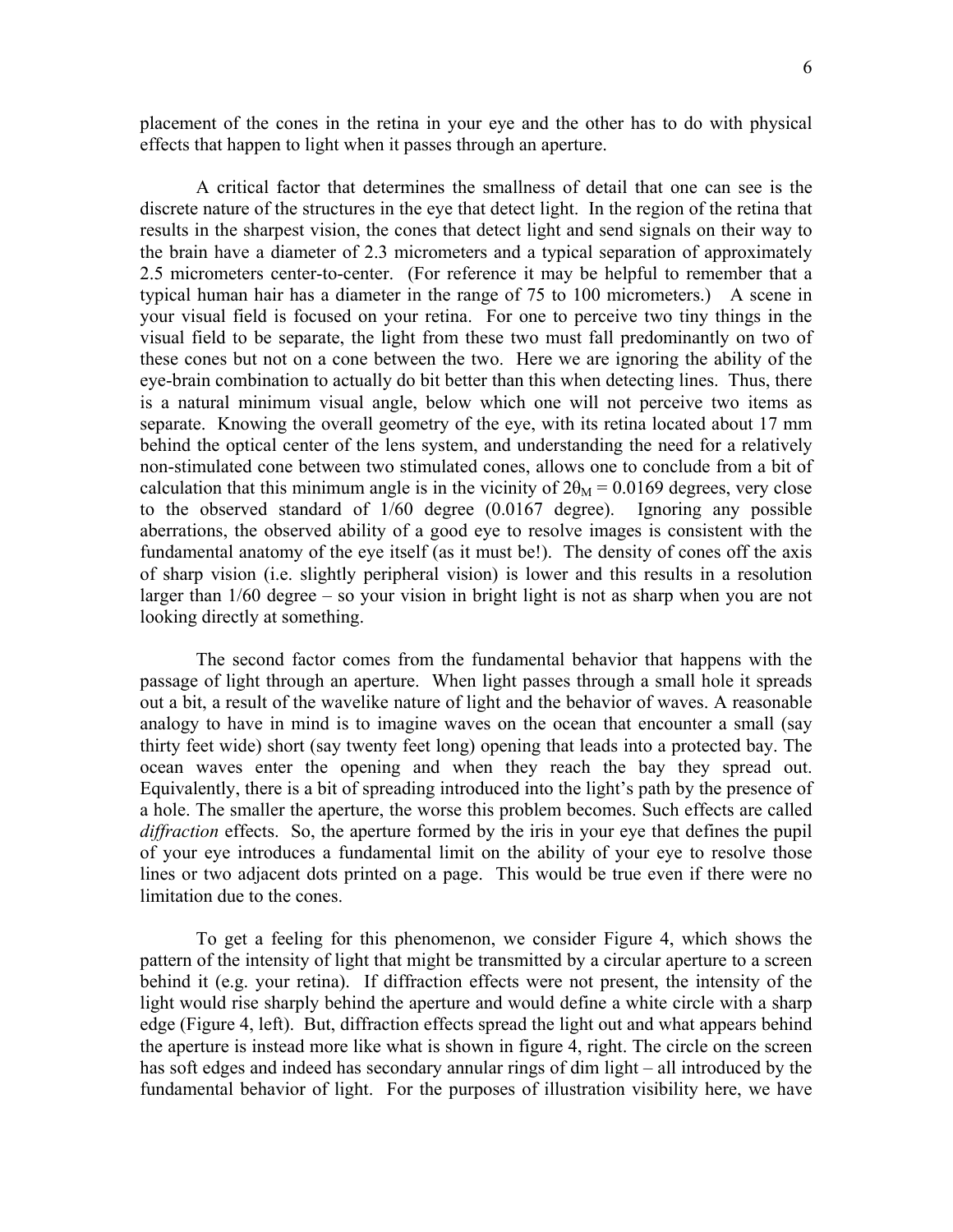placement of the cones in the retina in your eye and the other has to do with physical effects that happen to light when it passes through an aperture.

A critical factor that determines the smallness of detail that one can see is the discrete nature of the structures in the eye that detect light. In the region of the retina that results in the sharpest vision, the cones that detect light and send signals on their way to the brain have a diameter of 2.3 micrometers and a typical separation of approximately 2.5 micrometers center-to-center. (For reference it may be helpful to remember that a typical human hair has a diameter in the range of 75 to 100 micrometers.) A scene in your visual field is focused on your retina. For one to perceive two tiny things in the visual field to be separate, the light from these two must fall predominantly on two of these cones but not on a cone between the two. Here we are ignoring the ability of the eye-brain combination to actually do bit better than this when detecting lines. Thus, there is a natural minimum visual angle, below which one will not perceive two items as separate. Knowing the overall geometry of the eye, with its retina located about 17 mm behind the optical center of the lens system, and understanding the need for a relatively non-stimulated cone between two stimulated cones, allows one to conclude from a bit of calculation that this minimum angle is in the vicinity of $2\theta_M = 0.0169$ degrees, very close to the observed standard of 1/60 degree (0.0167 degree). Ignoring any possible aberrations, the observed ability of a good eye to resolve images is consistent with the fundamental anatomy of the eye itself (as it must be!). The density of cones off the axis of sharp vision (i.e. slightly peripheral vision) is lower and this results in a resolution larger than 1/60 degree – so your vision in bright light is not as sharp when you are not looking directly at something.

The second factor comes from the fundamental behavior that happens with the passage of light through an aperture. When light passes through a small hole it spreads out a bit, a result of the wavelike nature of light and the behavior of waves. A reasonable analogy to have in mind is to imagine waves on the ocean that encounter a small (say thirty feet wide) short (say twenty feet long) opening that leads into a protected bay. The ocean waves enter the opening and when they reach the bay they spread out. Equivalently, there is a bit of spreading introduced into the light's path by the presence of a hole. The smaller the aperture, the worse this problem becomes. Such effects are called *diffraction* effects. So, the aperture formed by the iris in your eye that defines the pupil of your eye introduces a fundamental limit on the ability of your eye to resolve those lines or two adjacent dots printed on a page. This would be true even if there were no limitation due to the cones.

To get a feeling for this phenomenon, we consider Figure 4, which shows the pattern of the intensity of light that might be transmitted by a circular aperture to a screen behind it (e.g. your retina). If diffraction effects were not present, the intensity of the light would rise sharply behind the aperture and would define a white circle with a sharp edge (Figure 4, left). But, diffraction effects spread the light out and what appears behind the aperture is instead more like what is shown in figure 4, right. The circle on the screen has soft edges and indeed has secondary annular rings of dim light – all introduced by the fundamental behavior of light. For the purposes of illustration visibility here, we have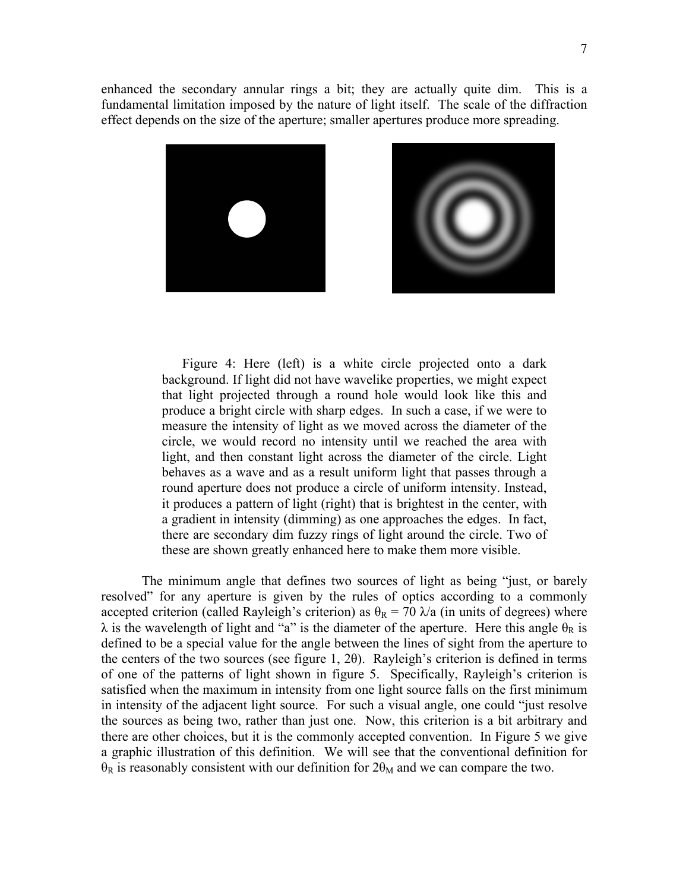enhanced the secondary annular rings a bit; they are actually quite dim. This is a fundamental limitation imposed by the nature of light itself. The scale of the diffraction effect depends on the size of the aperture; smaller apertures produce more spreading.

Figure 4: Here (left) is a white circle projected onto a dark background. If light did not have wavelike properties, we might expect that light projected through a round hole would look like this and produce a bright circle with sharp edges. In such a case, if we were to measure the intensity of light as we moved across the diameter of the circle, we would record no intensity until we reached the area with light, and then constant light across the diameter of the circle. Light behaves as a wave and as a result uniform light that passes through a round aperture does not produce a circle of uniform intensity. Instead, it produces a pattern of light (right) that is brightest in the center, with a gradient in intensity (dimming) as one approaches the edges. In fact, there are secondary dim fuzzy rings of light around the circle. Two of these are shown greatly enhanced here to make them more visible.

The minimum angle that defines two sources of light as being "just, or barely resolved" for any aperture is given by the rules of optics according to a commonly accepted criterion (called Rayleigh's criterion) as $\theta_R = 70\ \lambda/a$ (in units of degrees) where $\lambda$ is the wavelength of light and "a" is the diameter of the aperture. Here this angle $\theta_R$ is defined to be a special value for the angle between the lines of sight from the aperture to the centers of the two sources (see figure 1, $2\theta$). Rayleigh's criterion is defined in terms of one of the patterns of light shown in figure 5. Specifically, Rayleigh's criterion is satisfied when the maximum in intensity from one light source falls on the first minimum in intensity of the adjacent light source. For such a visual angle, one could "just resolve the sources as being two, rather than just one. Now, this criterion is a bit arbitrary and there are other choices, but it is the commonly accepted convention. In Figure 5 we give a graphic illustration of this definition. We will see that the conventional definition for $\theta_R$ is reasonably consistent with our definition for $2\theta_M$ and we can compare the two.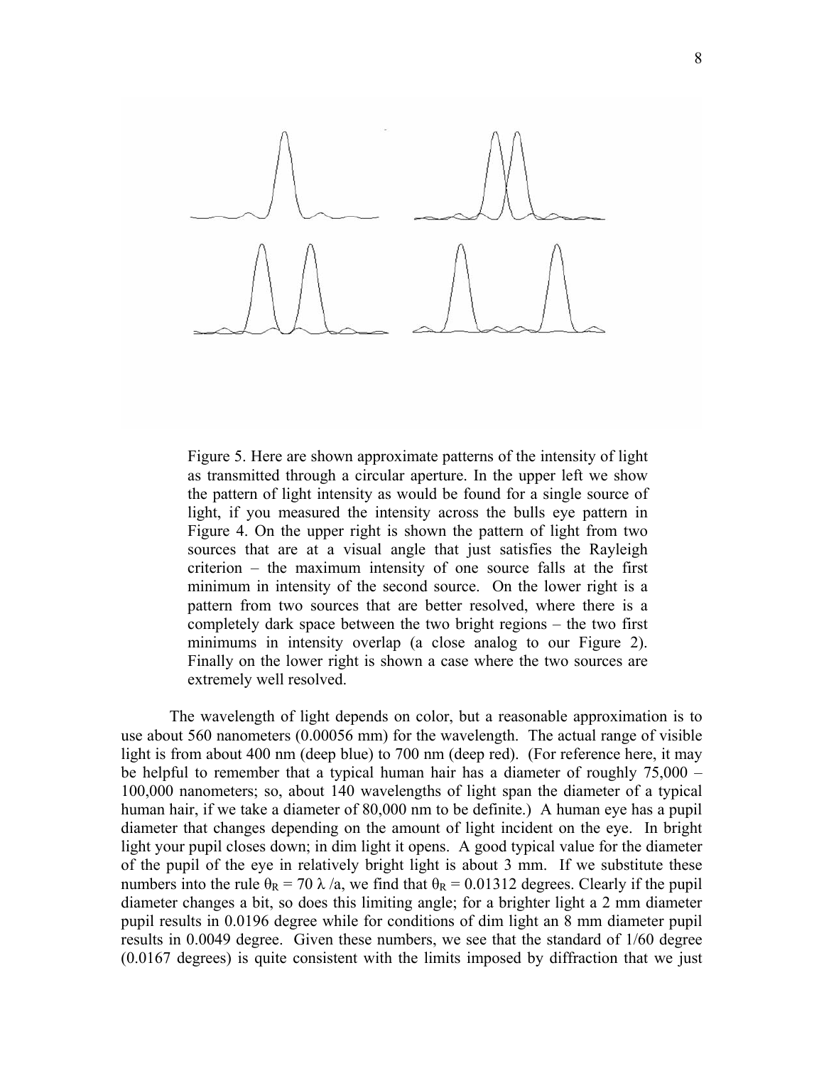Figure 5. Here are shown approximate patterns of the intensity of light as transmitted through a circular aperture. In the upper left we show the pattern of light intensity as would be found for a single source of light, if you measured the intensity across the bulls eye pattern in Figure 4. On the upper right is shown the pattern of light from two sources that are at a visual angle that just satisfies the Rayleigh criterion – the maximum intensity of one source falls at the first minimum in intensity of the second source. On the lower right is a pattern from two sources that are better resolved, where there is a completely dark space between the two bright regions – the two first minimums in intensity overlap (a close analog to our Figure 2). Finally on the lower right is shown a case where the two sources are extremely well resolved.

The wavelength of light depends on color, but a reasonable approximation is to use about 560 nanometers (0.00056 mm) for the wavelength. The actual range of visible light is from about 400 nm (deep blue) to 700 nm (deep red). (For reference here, it may be helpful to remember that a typical human hair has a diameter of roughly 75,000 – 100,000 nanometers; so, about 140 wavelengths of light span the diameter of a typical human hair, if we take a diameter of 80,000 nm to be definite.) A human eye has a pupil diameter that changes depending on the amount of light incident on the eye. In bright light your pupil closes down; in dim light it opens. A good typical value for the diameter of the pupil of the eye in relatively bright light is about 3 mm. If we substitute these numbers into the rule $\theta_R = 70\ \lambda / a$, we find that $\theta_R = 0.01312$ degrees. Clearly if the pupil diameter changes a bit, so does this limiting angle; for a brighter light a 2 mm diameter pupil results in 0.0196 degree while for conditions of dim light an 8 mm diameter pupil results in 0.0049 degree. Given these numbers, we see that the standard of 1/60 degree (0.0167 degrees) is quite consistent with the limits imposed by diffraction that we just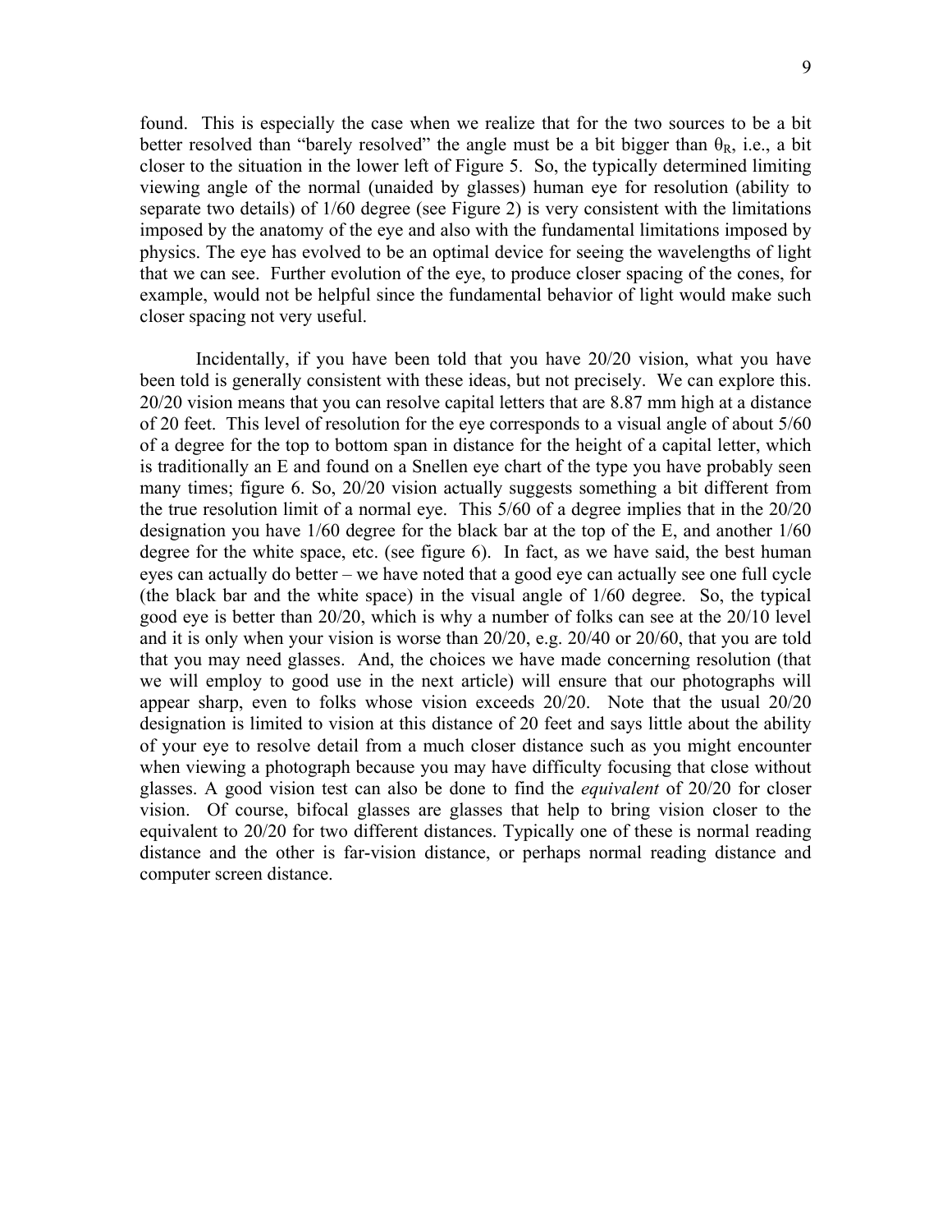found. This is especially the case when we realize that for the two sources to be a bit better resolved than "barely resolved" the angle must be a bit bigger than $\theta_R$, i.e., a bit closer to the situation in the lower left of Figure 5. So, the typically determined limiting viewing angle of the normal (unaided by glasses) human eye for resolution (ability to separate two details) of 1/60 degree (see Figure 2) is very consistent with the limitations imposed by the anatomy of the eye and also with the fundamental limitations imposed by physics. The eye has evolved to be an optimal device for seeing the wavelengths of light that we can see. Further evolution of the eye, to produce closer spacing of the cones, for example, would not be helpful since the fundamental behavior of light would make such closer spacing not very useful.

Incidentally, if you have been told that you have 20/20 vision, what you have been told is generally consistent with these ideas, but not precisely. We can explore this. 20/20 vision means that you can resolve capital letters that are 8.87 mm high at a distance of 20 feet. This level of resolution for the eye corresponds to a visual angle of about 5/60 of a degree for the top to bottom span in distance for the height of a capital letter, which is traditionally an E and found on a Snellen eye chart of the type you have probably seen many times; figure 6. So, 20/20 vision actually suggests something a bit different from the true resolution limit of a normal eye. This 5/60 of a degree implies that in the 20/20 designation you have 1/60 degree for the black bar at the top of the E, and another 1/60 degree for the white space, etc. (see figure 6). In fact, as we have said, the best human eyes can actually do better – we have noted that a good eye can actually see one full cycle (the black bar and the white space) in the visual angle of 1/60 degree. So, the typical good eye is better than 20/20, which is why a number of folks can see at the 20/10 level and it is only when your vision is worse than 20/20, e.g. 20/40 or 20/60, that you are told that you may need glasses. And, the choices we have made concerning resolution (that we will employ to good use in the next article) will ensure that our photographs will appear sharp, even to folks whose vision exceeds 20/20. Note that the usual 20/20 designation is limited to vision at this distance of 20 feet and says little about the ability of your eye to resolve detail from a much closer distance such as you might encounter when viewing a photograph because you may have difficulty focusing that close without glasses. A good vision test can also be done to find the *equivalent* of 20/20 for closer vision. Of course, bifocal glasses are glasses that help to bring vision closer to the equivalent to 20/20 for two different distances. Typically one of these is normal reading distance and the other is far-vision distance, or perhaps normal reading distance and computer screen distance.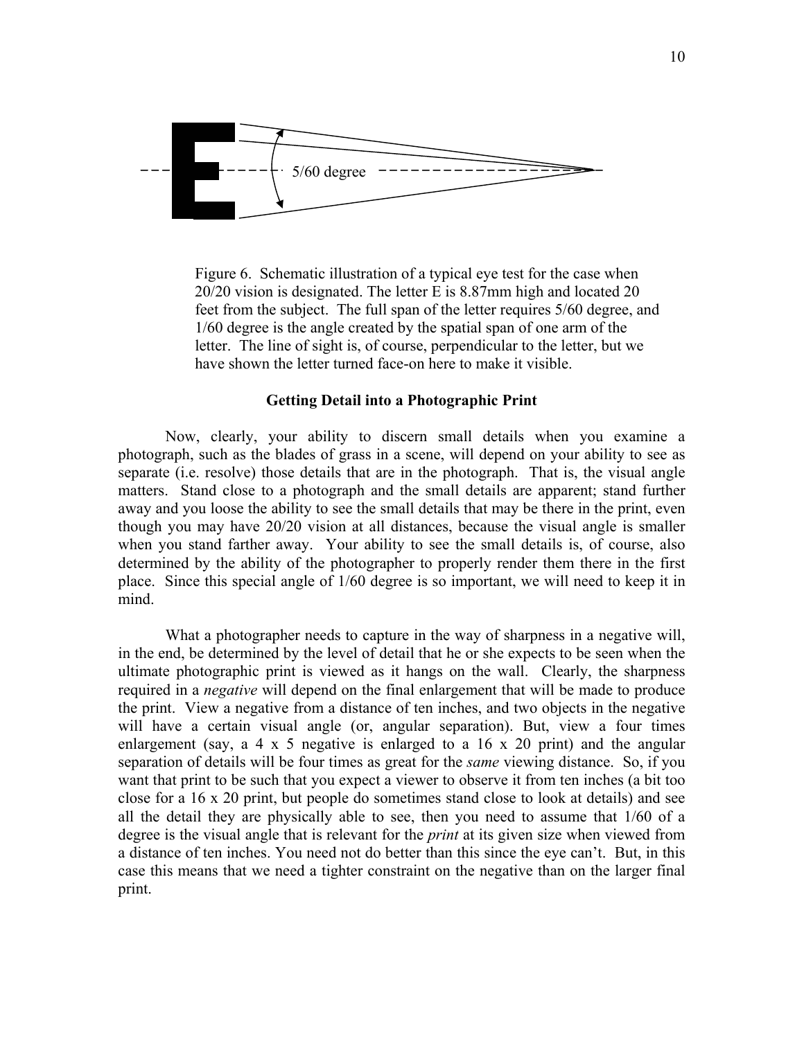5/60 degree

Figure 6. Schematic illustration of a typical eye test for the case when 20/20 vision is designated. The letter E is 8.87mm high and located 20 feet from the subject. The full span of the letter requires 5/60 degree, and 1/60 degree is the angle created by the spatial span of one arm of the letter. The line of sight is, of course, perpendicular to the letter, but we have shown the letter turned face-on here to make it visible.

## Getting Detail into a Photographic Print

Now, clearly, your ability to discern small details when you examine a photograph, such as the blades of grass in a scene, will depend on your ability to see as separate (i.e. resolve) those details that are in the photograph. That is, the visual angle matters. Stand close to a photograph and the small details are apparent; stand further away and you loose the ability to see the small details that may be there in the print, even though you may have 20/20 vision at all distances, because the visual angle is smaller when you stand farther away. Your ability to see the small details is, of course, also determined by the ability of the photographer to properly render them there in the first place. Since this special angle of 1/60 degree is so important, we will need to keep it in mind.

What a photographer needs to capture in the way of sharpness in a negative will, in the end, be determined by the level of detail that he or she expects to be seen when the ultimate photographic print is viewed as it hangs on the wall. Clearly, the sharpness required in a *negative* will depend on the final enlargement that will be made to produce the print. View a negative from a distance of ten inches, and two objects in the negative will have a certain visual angle (or, angular separation). But, view a four times enlargement (say, a 4 x 5 negative is enlarged to a 16 x 20 print) and the angular separation of details will be four times as great for the *same* viewing distance. So, if you want that print to be such that you expect a viewer to observe it from ten inches (a bit too close for a 16 x 20 print, but people do sometimes stand close to look at details) and see all the detail they are physically able to see, then you need to assume that 1/60 of a degree is the visual angle that is relevant for the *print* at its given size when viewed from a distance of ten inches. You need not do better than this since the eye can't. But, in this case this means that we need a tighter constraint on the negative than on the larger final print.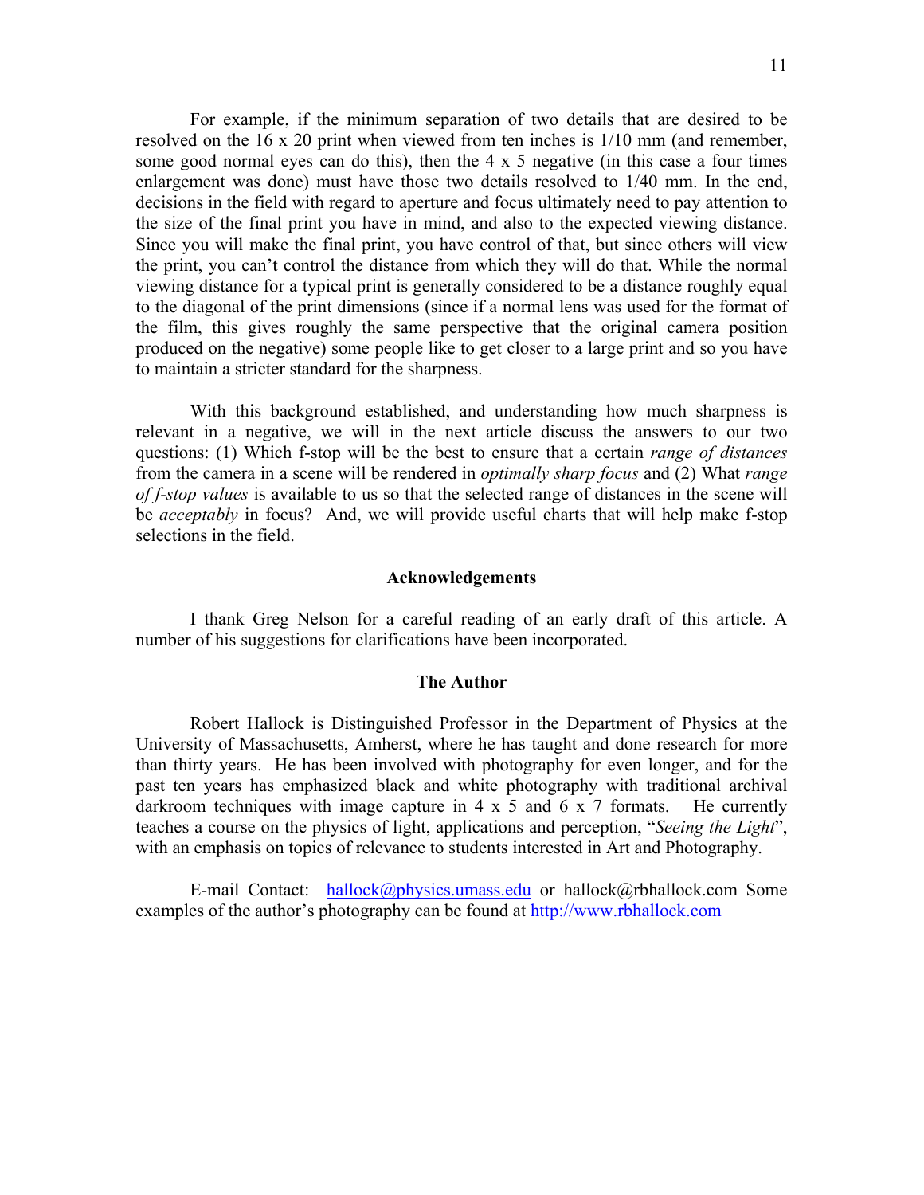For example, if the minimum separation of two details that are desired to be resolved on the 16 x 20 print when viewed from ten inches is 1/10 mm (and remember, some good normal eyes can do this), then the 4 x 5 negative (in this case a four times enlargement was done) must have those two details resolved to 1/40 mm. In the end, decisions in the field with regard to aperture and focus ultimately need to pay attention to the size of the final print you have in mind, and also to the expected viewing distance. Since you will make the final print, you have control of that, but since others will view the print, you can't control the distance from which they will do that. While the normal viewing distance for a typical print is generally considered to be a distance roughly equal to the diagonal of the print dimensions (since if a normal lens was used for the format of the film, this gives roughly the same perspective that the original camera position produced on the negative) some people like to get closer to a large print and so you have to maintain a stricter standard for the sharpness.

With this background established, and understanding how much sharpness is relevant in a negative, we will in the next article discuss the answers to our two questions: (1) Which f-stop will be the best to ensure that a certain *range of distances* from the camera in a scene will be rendered in *optimally sharp focus* and (2) What *range of f-stop values* is available to us so that the selected range of distances in the scene will be *acceptably* in focus? And, we will provide useful charts that will help make f-stop selections in the field.

## Acknowledgements

I thank Greg Nelson for a careful reading of an early draft of this article. A number of his suggestions for clarifications have been incorporated.

## The Author

Robert Hallock is Distinguished Professor in the Department of Physics at the University of Massachusetts, Amherst, where he has taught and done research for more than thirty years. He has been involved with photography for even longer, and for the past ten years has emphasized black and white photography with traditional archival darkroom techniques with image capture in 4 x 5 and 6 x 7 formats. He currently teaches a course on the physics of light, applications and perception, "*Seeing the Light*", with an emphasis on topics of relevance to students interested in Art and Photography.

E-mail Contact: hallock@physics.umass.edu or hallock@rbhallock.com Some examples of the author's photography can be found at http://www.rbhallock.com